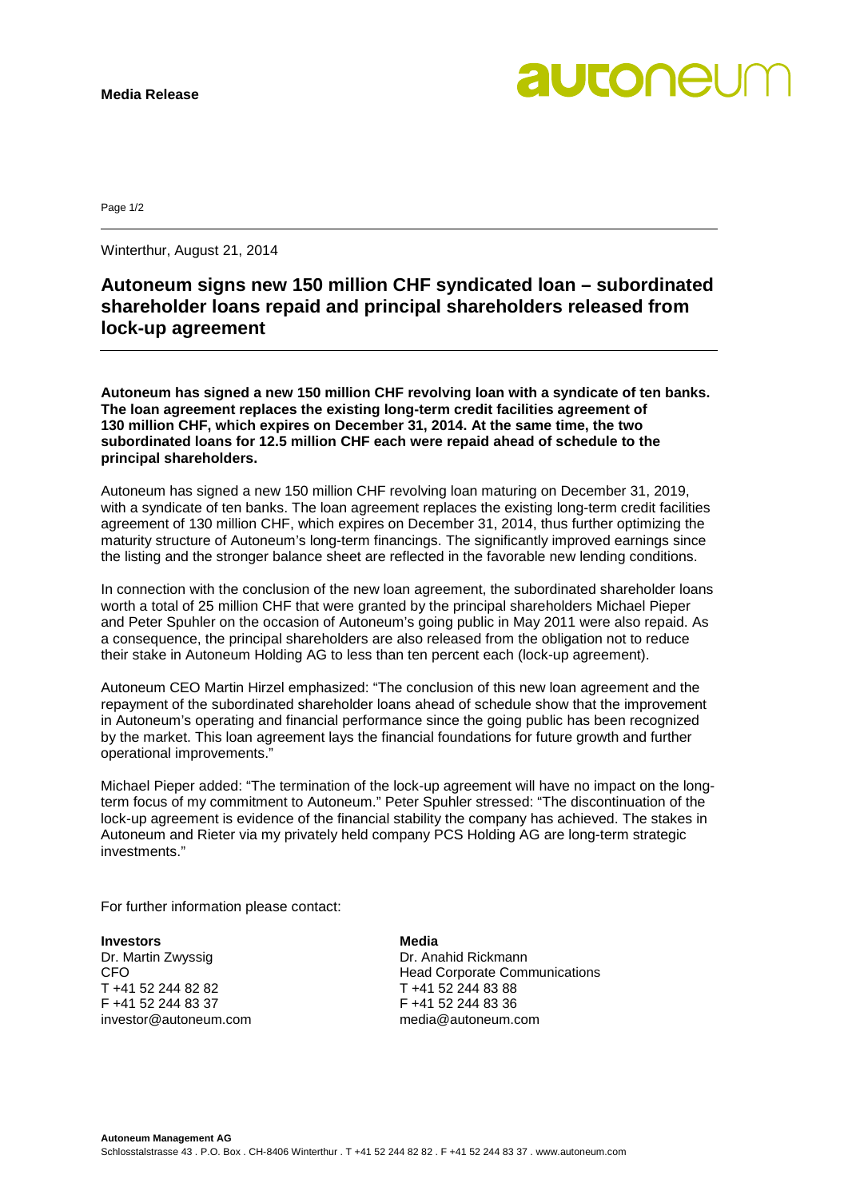**Media Release**

Winterthur, August 21, 2014

# Autoneum signs new 150 million CHF syndicated loan – subordinated shareholder loans repaid and principal shareholders released from lock-up agreement

**Autoneum has signed a new 150 million CHF revolving loan with a syndicate of ten banks. The loan agreement replaces the existing long-term credit facilities agreement of 130 million CHF, which expires on December 31, 2014. At the same time, the two subordinated loans for 12.5 million CHF each were repaid ahead of schedule to the principal shareholders.**

Autoneum has signed a new 150 million CHF revolving loan maturing on December 31, 2019, with a syndicate of ten banks. The loan agreement replaces the existing long-term credit facilities agreement of 130 million CHF, which expires on December 31, 2014, thus further optimizing the maturity structure of Autoneum's long-term financings. The significantly improved earnings since the listing and the stronger balance sheet are reflected in the favorable new lending conditions.

In connection with the conclusion of the new loan agreement, the subordinated shareholder loans worth a total of 25 million CHF that were granted by the principal shareholders Michael Pieper and Peter Spuhler on the occasion of Autoneum's going public in May 2011 were also repaid. As a consequence, the principal shareholders are also released from the obligation not to reduce their stake in Autoneum Holding AG to less than ten percent each (lock-up agreement).

Autoneum CEO Martin Hirzel emphasized: "The conclusion of this new loan agreement and the repayment of the subordinated shareholder loans ahead of schedule show that the improvement in Autoneum's operating and financial performance since the going public has been recognized by the market. This loan agreement lays the financial foundations for future growth and further operational improvements."

Michael Pieper added: "The termination of the lock-up agreement will have no impact on the long-term focus of my commitment to Autoneum." Peter Spuhler stressed: "The discontinuation of the lock-up agreement is evidence of the financial stability the company has achieved. The stakes in Autoneum and Rieter via my privately held company PCS Holding AG are long-term strategic investments."

For further information please contact:

**Investors**
Dr. Martin Zwyssig
CFO
T +41 52 244 82 82
F +41 52 244 83 37
investor@autoneum.com

**Media**
Dr. Anahid Rickmann
Head Corporate Communications
T +41 52 244 83 88
F +41 52 244 83 36
media@autoneum.com

**Autoneum Management AG**
Schlosstalstrasse 43 . P.O. Box . CH-8406 Winterthur . T +41 52 244 82 82 . F +41 52 244 83 37 . www.autoneum.com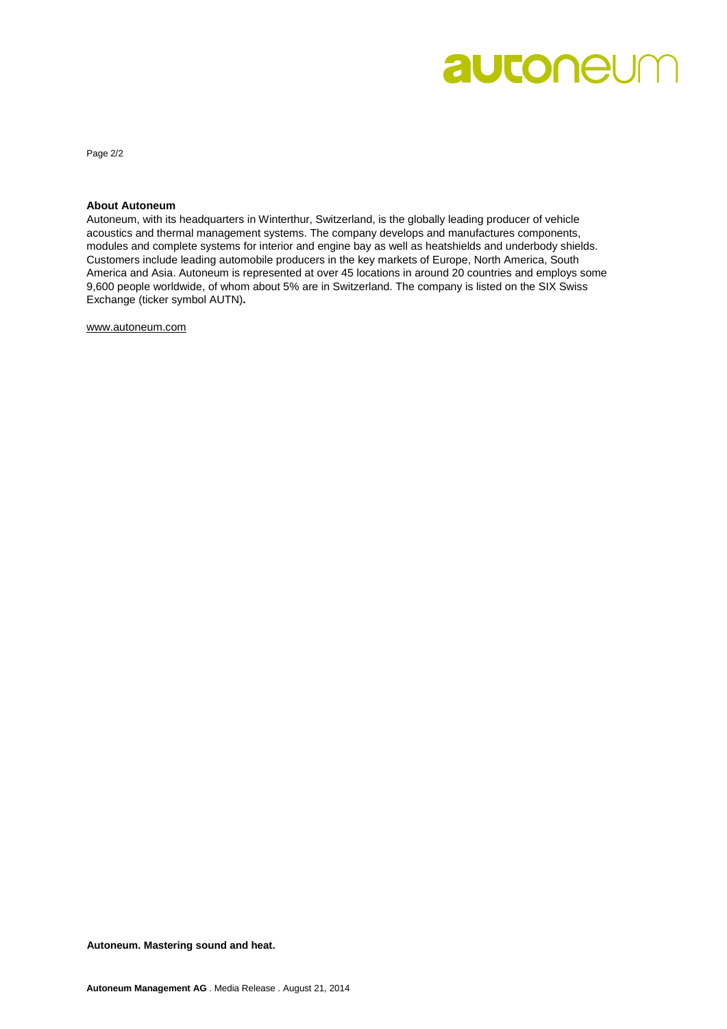**About Autoneum**

Autoneum, with its headquarters in Winterthur, Switzerland, is the globally leading producer of vehicle acoustics and thermal management systems. The company develops and manufactures components, modules and complete systems for interior and engine bay as well as heatshields and underbody shields. Customers include leading automobile producers in the key markets of Europe, North America, South America and Asia. Autoneum is represented at over 45 locations in around 20 countries and employs some 9,600 people worldwide, of whom about 5% are in Switzerland. The company is listed on the SIX Swiss Exchange (ticker symbol AUTN).

www.autoneum.com

**Autoneum. Mastering sound and heat.**